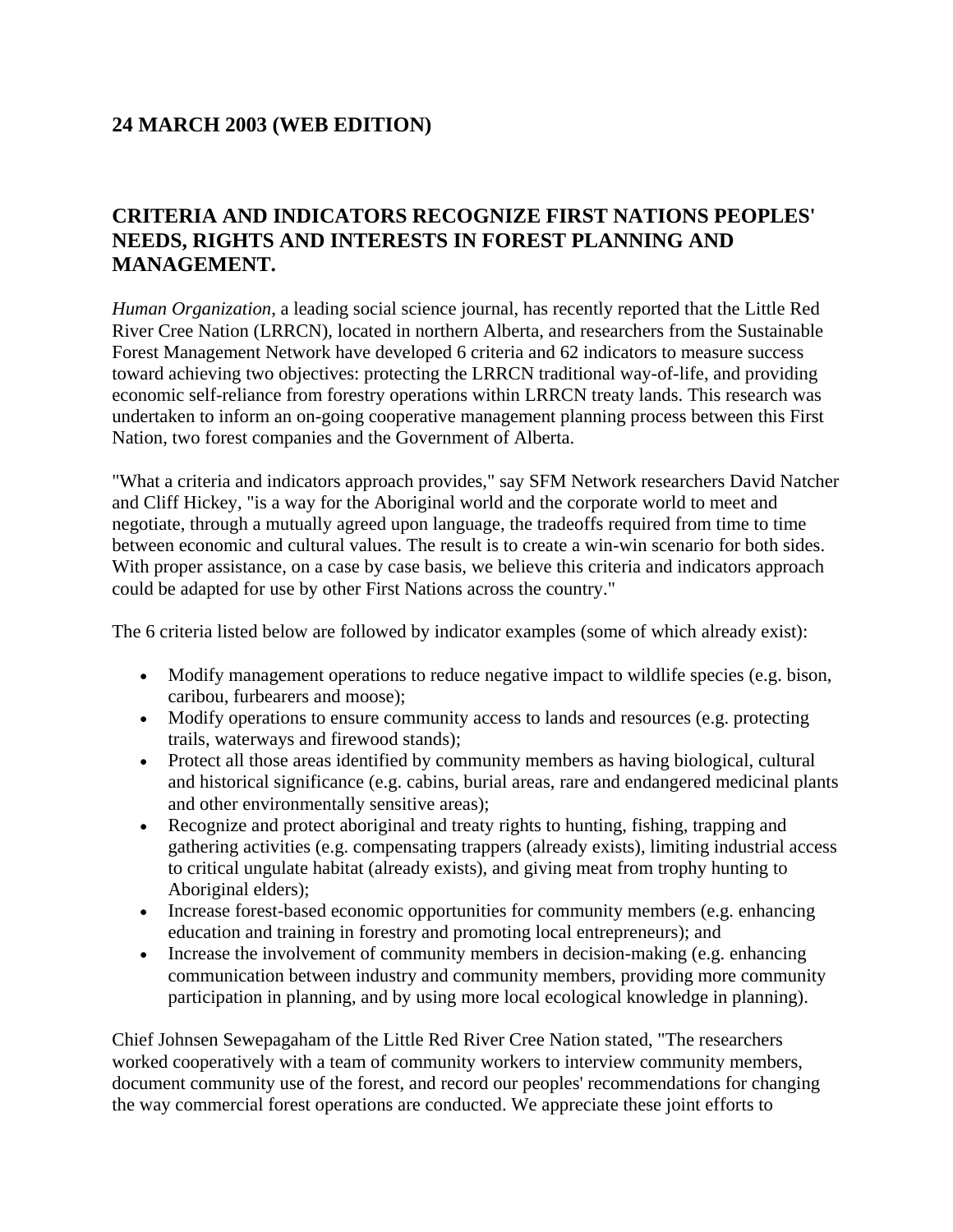## 24 MARCH 2003 (WEB EDITION)

## CRITERIA AND INDICATORS RECOGNIZE FIRST NATIONS PEOPLES' NEEDS, RIGHTS AND INTERESTS IN FOREST PLANNING AND MANAGEMENT.

*Human Organization*, a leading social science journal, has recently reported that the Little Red River Cree Nation (LRRCN), located in northern Alberta, and researchers from the Sustainable Forest Management Network have developed 6 criteria and 62 indicators to measure success toward achieving two objectives: protecting the LRRCN traditional way-of-life, and providing economic self-reliance from forestry operations within LRRCN treaty lands. This research was undertaken to inform an on-going cooperative management planning process between this First Nation, two forest companies and the Government of Alberta.

"What a criteria and indicators approach provides," say SFM Network researchers David Natcher and Cliff Hickey, "is a way for the Aboriginal world and the corporate world to meet and negotiate, through a mutually agreed upon language, the tradeoffs required from time to time between economic and cultural values. The result is to create a win-win scenario for both sides. With proper assistance, on a case by case basis, we believe this criteria and indicators approach could be adapted for use by other First Nations across the country."

The 6 criteria listed below are followed by indicator examples (some of which already exist):

- Modify management operations to reduce negative impact to wildlife species (e.g. bison, caribou, furbearers and moose);
- Modify operations to ensure community access to lands and resources (e.g. protecting trails, waterways and firewood stands);
- Protect all those areas identified by community members as having biological, cultural and historical significance (e.g. cabins, burial areas, rare and endangered medicinal plants and other environmentally sensitive areas);
- Recognize and protect aboriginal and treaty rights to hunting, fishing, trapping and gathering activities (e.g. compensating trappers (already exists), limiting industrial access to critical ungulate habitat (already exists), and giving meat from trophy hunting to Aboriginal elders);
- Increase forest-based economic opportunities for community members (e.g. enhancing education and training in forestry and promoting local entrepreneurs); and
- Increase the involvement of community members in decision-making (e.g. enhancing communication between industry and community members, providing more community participation in planning, and by using more local ecological knowledge in planning).

Chief Johnsen Sewepagaham of the Little Red River Cree Nation stated, "The researchers worked cooperatively with a team of community workers to interview community members, document community use of the forest, and record our peoples' recommendations for changing the way commercial forest operations are conducted. We appreciate these joint efforts to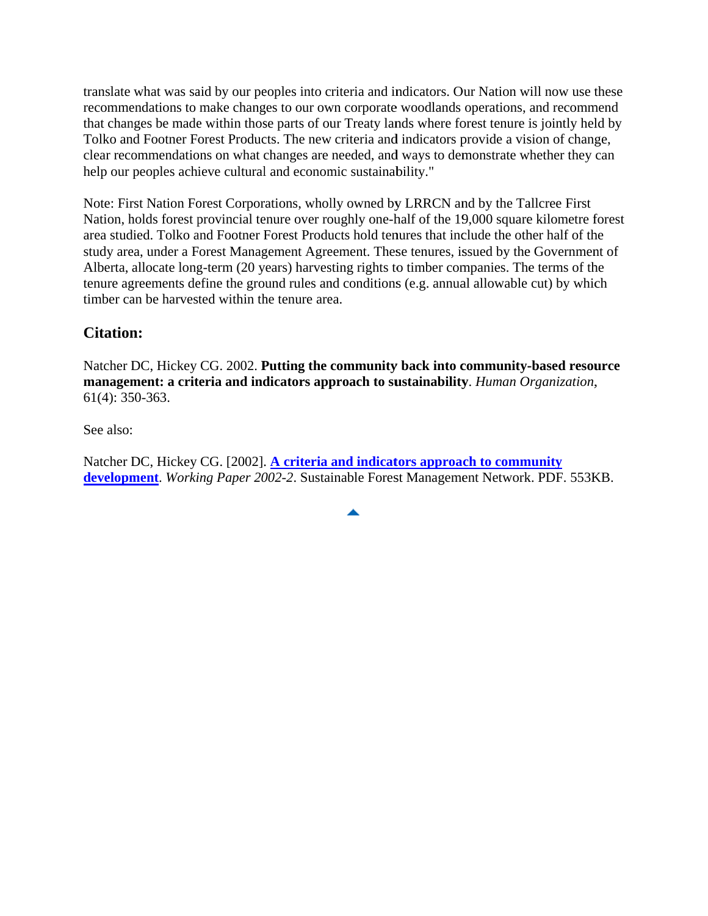translate what was said by our peoples into criteria and indicators. Our Nation will now use these recommendations to make changes to our own corporate woodlands operations, and recommend that changes be made within those parts of our Treaty lands where forest tenure is jointly held by Tolko and Footner Forest Products. The new criteria and indicators provide a vision of change, clear recommendations on what changes are needed, and ways to demonstrate whether they can help our peoples achieve cultural and economic sustainability."

Note: First Nation Forest Corporations, wholly owned by LRRCN and by the Tallcree First Nation, holds forest provincial tenure over roughly one-half of the 19,000 square kilometre forest area studied. Tolko and Footner Forest Products hold tenures that include the other half of the study area, under a Forest Management Agreement. These tenures, issued by the Government of Alberta, allocate long-term (20 years) harvesting rights to timber companies. The terms of the tenure agreements define the ground rules and conditions (e.g. annual allowable cut) by which timber can be harvested within the tenure area.

## Citation:

Natcher DC, Hickey CG. 2002. **Putting the community back into community-based resource management: a criteria and indicators approach to sustainability**. *Human Organization*, 61(4): 350-363.

See also:

Natcher DC, Hickey CG. [2002]. **A criteria and indicators approach to community development**. *Working Paper 2002-2*. Sustainable Forest Management Network. PDF. 553KB.